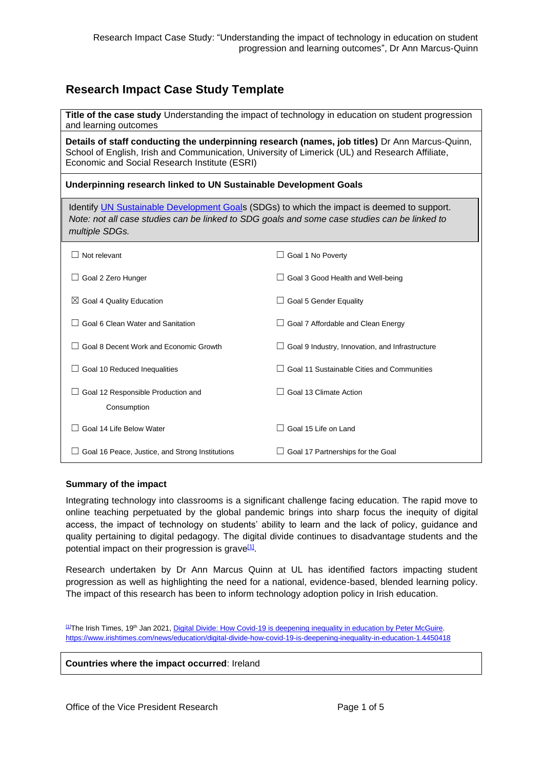# Research Impact Case Study Template

**Title of the case study** Understanding the impact of technology in education on student progression and learning outcomes

**Details of staff conducting the underpinning research (names, job titles)** Dr Ann Marcus-Quinn, School of English, Irish and Communication, University of Limerick (UL) and Research Affiliate, Economic and Social Research Institute (ESRI)

**Underpinning research linked to UN Sustainable Development Goals**

Identify [UN Sustainable Development Goals](#) (SDGs) to which the impact is deemed to support. *Note: not all case studies can be linked to SDG goals and some case studies can be linked to multiple SDGs.*

| | |
|---|---|
| ☐ Not relevant | ☐ Goal 1 No Poverty |
| ☐ Goal 2 Zero Hunger | ☐ Goal 3 Good Health and Well-being |
| ☒ Goal 4 Quality Education | ☐ Goal 5 Gender Equality |
| ☐ Goal 6 Clean Water and Sanitation | ☐ Goal 7 Affordable and Clean Energy |
| ☐ Goal 8 Decent Work and Economic Growth | ☐ Goal 9 Industry, Innovation, and Infrastructure |
| ☐ Goal 10 Reduced Inequalities | ☐ Goal 11 Sustainable Cities and Communities |
| ☐ Goal 12 Responsible Production and Consumption | ☐ Goal 13 Climate Action |
| ☐ Goal 14 Life Below Water | ☐ Goal 15 Life on Land |
| ☐ Goal 16 Peace, Justice, and Strong Institutions | ☐ Goal 17 Partnerships for the Goal |

**Summary of the impact**

Integrating technology into classrooms is a significant challenge facing education. The rapid move to online teaching perpetuated by the global pandemic brings into sharp focus the inequity of digital access, the impact of technology on students' ability to learn and the lack of policy, guidance and quality pertaining to digital pedagogy. The digital divide continues to disadvantage students and the potential impact on their progression is grave[1].

Research undertaken by Dr Ann Marcus Quinn at UL has identified factors impacting student progression as well as highlighting the need for a national, evidence-based, blended learning policy. The impact of this research has been to inform technology adoption policy in Irish education.

[1] The Irish Times, 19th Jan 2021, Digital Divide: How Covid-19 is deepening inequality in education by Peter McGuire. https://www.irishtimes.com/news/education/digital-divide-how-covid-19-is-deepening-inequality-in-education-1.4450418

**Countries where the impact occurred**: Ireland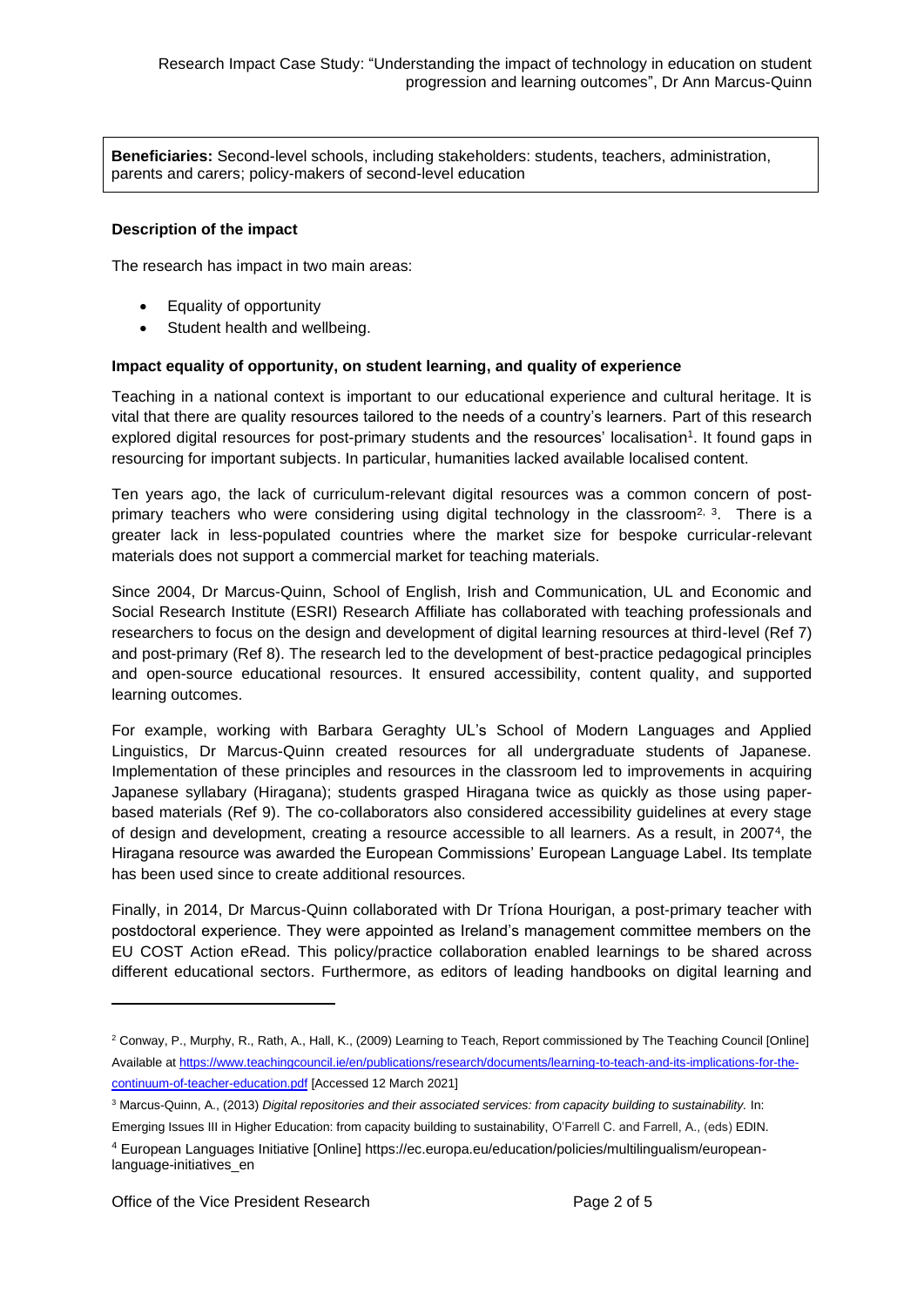**Beneficiaries:** Second-level schools, including stakeholders: students, teachers, administration, parents and carers; policy-makers of second-level education

**Description of the impact**

The research has impact in two main areas:

- Equality of opportunity
- Student health and wellbeing.

**Impact equality of opportunity, on student learning, and quality of experience**

Teaching in a national context is important to our educational experience and cultural heritage. It is vital that there are quality resources tailored to the needs of a country's learners. Part of this research explored digital resources for post-primary students and the resources' localisation[1]. It found gaps in resourcing for important subjects. In particular, humanities lacked available localised content.

Ten years ago, the lack of curriculum-relevant digital resources was a common concern of post-primary teachers who were considering using digital technology in the classroom[2, 3]. There is a greater lack in less-populated countries where the market size for bespoke curricular-relevant materials does not support a commercial market for teaching materials.

Since 2004, Dr Marcus-Quinn, School of English, Irish and Communication, UL and Economic and Social Research Institute (ESRI) Research Affiliate has collaborated with teaching professionals and researchers to focus on the design and development of digital learning resources at third-level (Ref 7) and post-primary (Ref 8). The research led to the development of best-practice pedagogical principles and open-source educational resources. It ensured accessibility, content quality, and supported learning outcomes.

For example, working with Barbara Geraghty UL's School of Modern Languages and Applied Linguistics, Dr Marcus-Quinn created resources for all undergraduate students of Japanese. Implementation of these principles and resources in the classroom led to improvements in acquiring Japanese syllabary (Hiragana); students grasped Hiragana twice as quickly as those using paper-based materials (Ref 9). The co-collaborators also considered accessibility guidelines at every stage of design and development, creating a resource accessible to all learners. As a result, in 2007[4], the Hiragana resource was awarded the European Commissions' European Language Label. Its template has been used since to create additional resources.

Finally, in 2014, Dr Marcus-Quinn collaborated with Dr Tríona Hourigan, a post-primary teacher with postdoctoral experience. They were appointed as Ireland's management committee members on the EU COST Action eRead. This policy/practice collaboration enabled learnings to be shared across different educational sectors. Furthermore, as editors of leading handbooks on digital learning and

---

[2] Conway, P., Murphy, R., Rath, A., Hall, K., (2009) Learning to Teach, Report commissioned by The Teaching Council [Online] Available at https://www.teachingcouncil.ie/en/publications/research/documents/learning-to-teach-and-its-implications-for-the-continuum-of-teacher-education.pdf [Accessed 12 March 2021]

[3] Marcus-Quinn, A., (2013) *Digital repositories and their associated services: from capacity building to sustainability.* In: Emerging Issues III in Higher Education: from capacity building to sustainability, O'Farrell C. and Farrell, A., (eds) EDIN.

[4] European Languages Initiative [Online] https://ec.europa.eu/education/policies/multilingualism/european-language-initiatives_en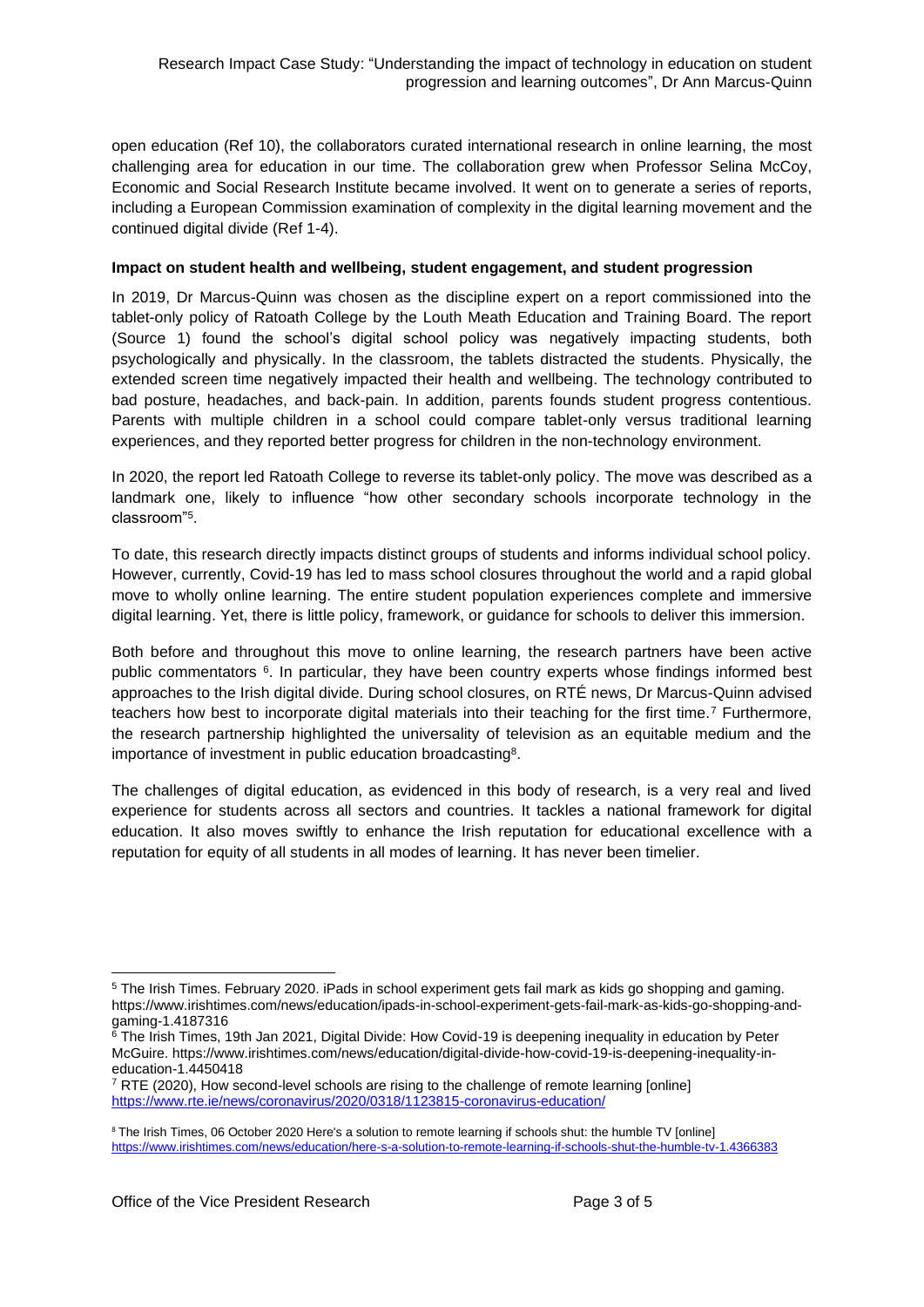open education (Ref 10), the collaborators curated international research in online learning, the most challenging area for education in our time. The collaboration grew when Professor Selina McCoy, Economic and Social Research Institute became involved. It went on to generate a series of reports, including a European Commission examination of complexity in the digital learning movement and the continued digital divide (Ref 1-4).

**Impact on student health and wellbeing, student engagement, and student progression**

In 2019, Dr Marcus-Quinn was chosen as the discipline expert on a report commissioned into the tablet-only policy of Ratoath College by the Louth Meath Education and Training Board. The report (Source 1) found the school's digital school policy was negatively impacting students, both psychologically and physically. In the classroom, the tablets distracted the students. Physically, the extended screen time negatively impacted their health and wellbeing. The technology contributed to bad posture, headaches, and back-pain. In addition, parents founds student progress contentious. Parents with multiple children in a school could compare tablet-only versus traditional learning experiences, and they reported better progress for children in the non-technology environment.

In 2020, the report led Ratoath College to reverse its tablet-only policy. The move was described as a landmark one, likely to influence "how other secondary schools incorporate technology in the classroom"[5].

To date, this research directly impacts distinct groups of students and informs individual school policy. However, currently, Covid-19 has led to mass school closures throughout the world and a rapid global move to wholly online learning. The entire student population experiences complete and immersive digital learning. Yet, there is little policy, framework, or guidance for schools to deliver this immersion.

Both before and throughout this move to online learning, the research partners have been active public commentators [6]. In particular, they have been country experts whose findings informed best approaches to the Irish digital divide. During school closures, on RTÉ news, Dr Marcus-Quinn advised teachers how best to incorporate digital materials into their teaching for the first time.[7] Furthermore, the research partnership highlighted the universality of television as an equitable medium and the importance of investment in public education broadcasting[8].

The challenges of digital education, as evidenced in this body of research, is a very real and lived experience for students across all sectors and countries. It tackles a national framework for digital education. It also moves swiftly to enhance the Irish reputation for educational excellence with a reputation for equity of all students in all modes of learning. It has never been timelier.

---

[5] The Irish Times. February 2020. iPads in school experiment gets fail mark as kids go shopping and gaming. https://www.irishtimes.com/news/education/ipads-in-school-experiment-gets-fail-mark-as-kids-go-shopping-and-gaming-1.4187316

[6] The Irish Times, 19th Jan 2021, Digital Divide: How Covid-19 is deepening inequality in education by Peter McGuire. https://www.irishtimes.com/news/education/digital-divide-how-covid-19-is-deepening-inequality-in-education-1.4450418

[7] RTE (2020), How second-level schools are rising to the challenge of remote learning [online] https://www.rte.ie/news/coronavirus/2020/0318/1123815-coronavirus-education/

[8] The Irish Times, 06 October 2020 Here's a solution to remote learning if schools shut: the humble TV [online] https://www.irishtimes.com/news/education/here-s-a-solution-to-remote-learning-if-schools-shut-the-humble-tv-1.4366383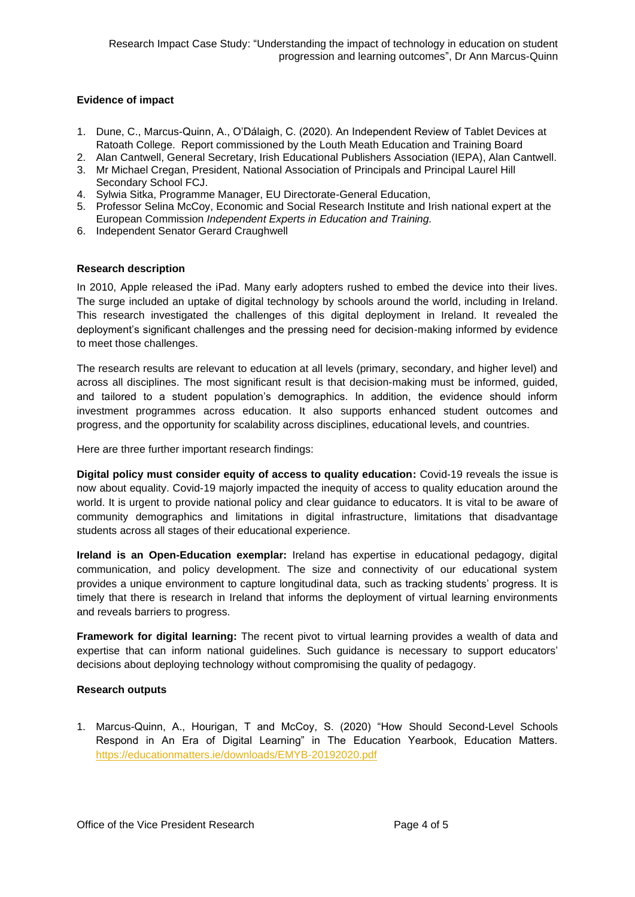### Evidence of impact

1. Dune, C., Marcus-Quinn, A., O'Dálaigh, C. (2020). An Independent Review of Tablet Devices at Ratoath College. Report commissioned by the Louth Meath Education and Training Board
2. Alan Cantwell, General Secretary, Irish Educational Publishers Association (IEPA), Alan Cantwell.
3. Mr Michael Cregan, President, National Association of Principals and Principal Laurel Hill Secondary School FCJ.
4. Sylwia Sitka, Programme Manager, EU Directorate-General Education,
5. Professor Selina McCoy, Economic and Social Research Institute and Irish national expert at the European Commission *Independent Experts in Education and Training.*
6. Independent Senator Gerard Craughwell

### Research description

In 2010, Apple released the iPad. Many early adopters rushed to embed the device into their lives. The surge included an uptake of digital technology by schools around the world, including in Ireland. This research investigated the challenges of this digital deployment in Ireland. It revealed the deployment's significant challenges and the pressing need for decision-making informed by evidence to meet those challenges.

The research results are relevant to education at all levels (primary, secondary, and higher level) and across all disciplines. The most significant result is that decision-making must be informed, guided, and tailored to a student population's demographics. In addition, the evidence should inform investment programmes across education. It also supports enhanced student outcomes and progress, and the opportunity for scalability across disciplines, educational levels, and countries.

Here are three further important research findings:

**Digital policy must consider equity of access to quality education:** Covid-19 reveals the issue is now about equality. Covid-19 majorly impacted the inequity of access to quality education around the world. It is urgent to provide national policy and clear guidance to educators. It is vital to be aware of community demographics and limitations in digital infrastructure, limitations that disadvantage students across all stages of their educational experience.

**Ireland is an Open-Education exemplar:** Ireland has expertise in educational pedagogy, digital communication, and policy development. The size and connectivity of our educational system provides a unique environment to capture longitudinal data, such as tracking students' progress. It is timely that there is research in Ireland that informs the deployment of virtual learning environments and reveals barriers to progress.

**Framework for digital learning:** The recent pivot to virtual learning provides a wealth of data and expertise that can inform national guidelines. Such guidance is necessary to support educators' decisions about deploying technology without compromising the quality of pedagogy.

### Research outputs

1. Marcus-Quinn, A., Hourigan, T and McCoy, S. (2020) "How Should Second-Level Schools Respond in An Era of Digital Learning" in The Education Yearbook, Education Matters. https://educationmatters.ie/downloads/EMYB-20192020.pdf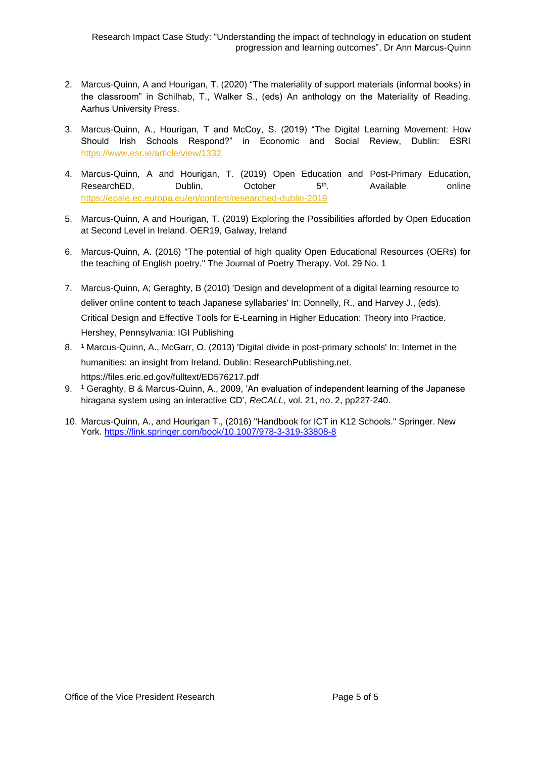2. Marcus-Quinn, A and Hourigan, T. (2020) “The materiality of support materials (informal books) in the classroom” in Schilhab, T., Walker S., (eds) An anthology on the Materiality of Reading. Aarhus University Press.

3. Marcus-Quinn, A., Hourigan, T and McCoy, S. (2019) “The Digital Learning Movement: How Should Irish Schools Respond?” in Economic and Social Review, Dublin: ESRI https://www.esr.ie/article/view/1332

4. Marcus-Quinn, A and Hourigan, T. (2019) Open Education and Post-Primary Education, ResearchED, Dublin, October 5th. Available online https://epale.ec.europa.eu/en/content/researched-dublin-2019

5. Marcus-Quinn, A and Hourigan, T. (2019) Exploring the Possibilities afforded by Open Education at Second Level in Ireland. OER19, Galway, Ireland

6. Marcus-Quinn, A. (2016) "The potential of high quality Open Educational Resources (OERs) for the teaching of English poetry." The Journal of Poetry Therapy. Vol. 29 No. 1

7. Marcus-Quinn, A; Geraghty, B (2010) 'Design and development of a digital learning resource to deliver online content to teach Japanese syllabaries' In: Donnelly, R., and Harvey J., (eds). Critical Design and Effective Tools for E-Learning in Higher Education: Theory into Practice. Hershey, Pennsylvania: IGI Publishing

8. [1] Marcus-Quinn, A., McGarr, O. (2013) 'Digital divide in post-primary schools' In: Internet in the humanities: an insight from Ireland. Dublin: ResearchPublishing.net. https://files.eric.ed.gov/fulltext/ED576217.pdf

9. [1] Geraghty, B & Marcus-Quinn, A., 2009, ‘An evaluation of independent learning of the Japanese hiragana system using an interactive CD’, *ReCALL*, vol. 21, no. 2, pp227-240.

10. Marcus-Quinn, A., and Hourigan T., (2016) "Handbook for ICT in K12 Schools." Springer. New York. https://link.springer.com/book/10.1007/978-3-319-33808-8